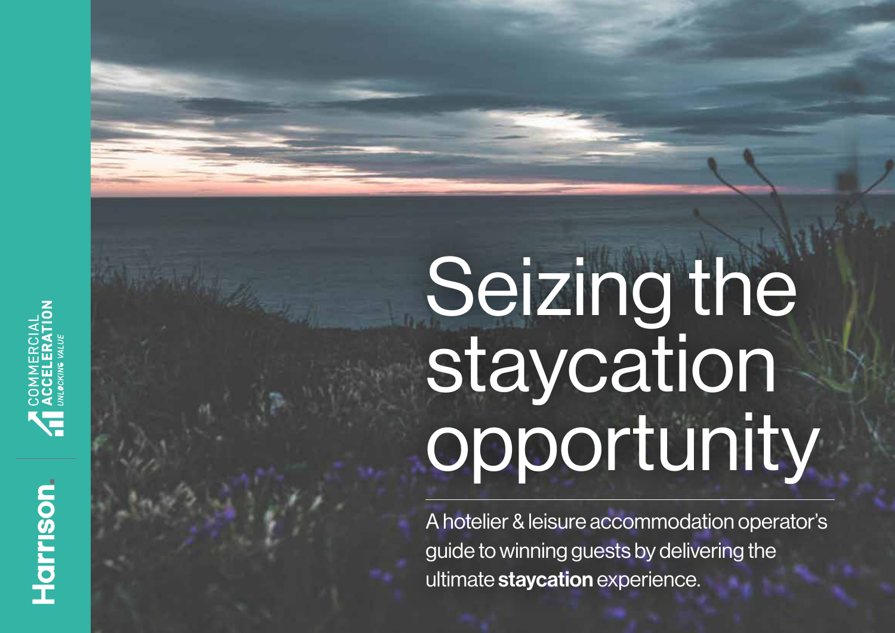# Seizing the staycation opportunity

A hotelier & leisure accommodation operator's guide to winning guests by delivering the ultimate **staycation** experience.

COMMERCIAL ACCELERATION
UNLOCKING VALUE

Harrison.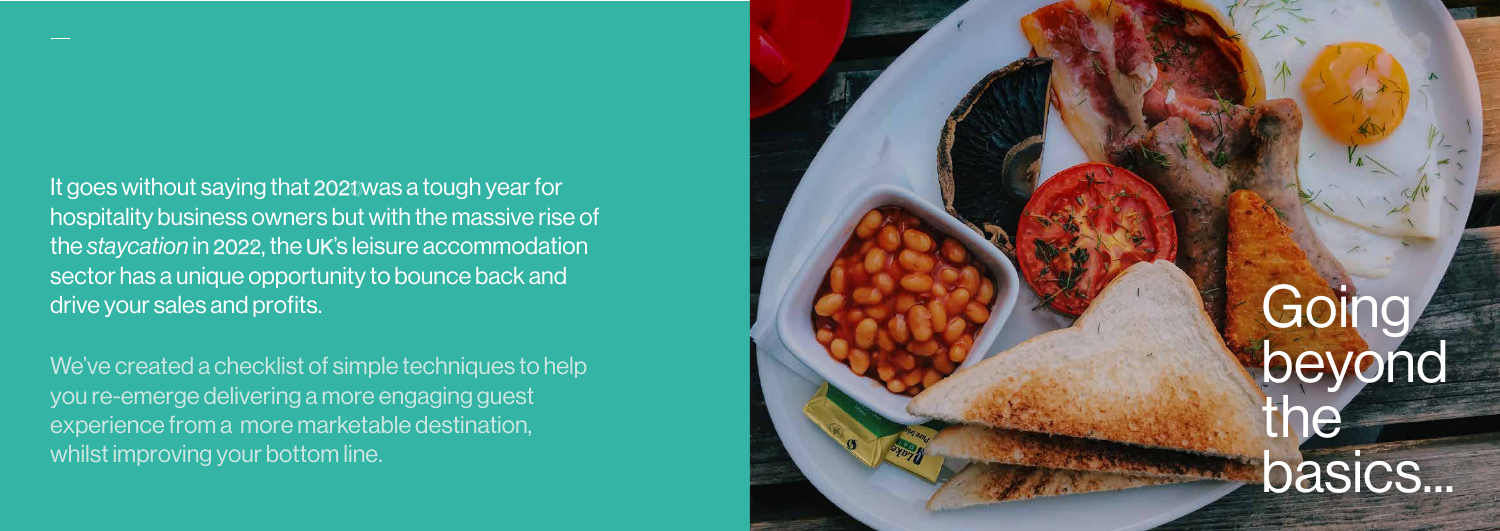It goes without saying that 2021 was a tough year for hospitality business owners but with the massive rise of the *staycation* in 2022, the UK's leisure accommodation sector has a unique opportunity to bounce back and drive your sales and profits.

We've created a checklist of simple techniques to help you re-emerge delivering a more engaging guest experience from a more marketable destination, whilst improving your bottom line.

# Going beyond the basics...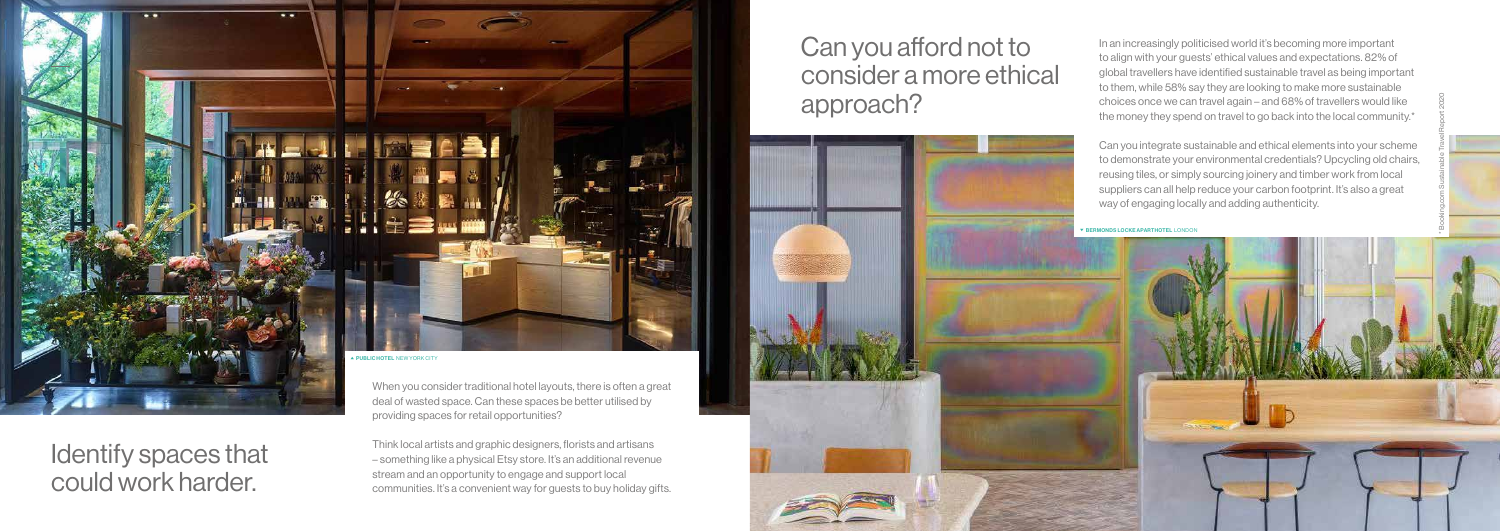## Can you afford not to consider a more ethical approach?

In an increasingly politicised world it's becoming more important to align with your guests' ethical values and expectations. 82% of global travellers have identified sustainable travel as being important to them, while 58% say they are looking to make more sustainable choices once we can travel again – and 68% of travellers would like the money they spend on travel to go back into the local community.*

Can you integrate sustainable and ethical elements into your scheme to demonstrate your environmental credentials? Upcycling old chairs, reusing tiles, or simply sourcing joinery and timber work from local suppliers can all help reduce your carbon footprint. It's also a great way of engaging locally and adding authenticity.

▼ BERMONDS LOCKE APARTHOTEL LONDON

* Booking.com Sustainable Travel Report 2020

◄ PUBLIC HOTEL NEW YORK CITY

## Identify spaces that could work harder.

When you consider traditional hotel layouts, there is often a great deal of wasted space. Can these spaces be better utilised by providing spaces for retail opportunities?

Think local artists and graphic designers, florists and artisans – something like a physical Etsy store. It's an additional revenue stream and an opportunity to engage and support local communities. It's a convenient way for guests to buy holiday gifts.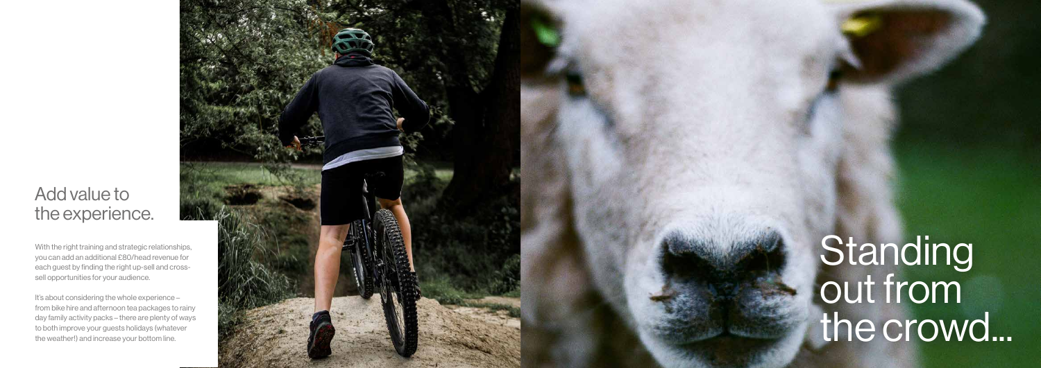## Add value to the experience.

With the right training and strategic relationships, you can add an additional £80/head revenue for each guest by finding the right up-sell and cross-sell opportunities for your audience.

It's about considering the whole experience – from bike hire and afternoon tea packages to rainy day family activity packs – there are plenty of ways to both improve your guests holidays (whatever the weather!) and increase your bottom line.

# Standing out from the crowd...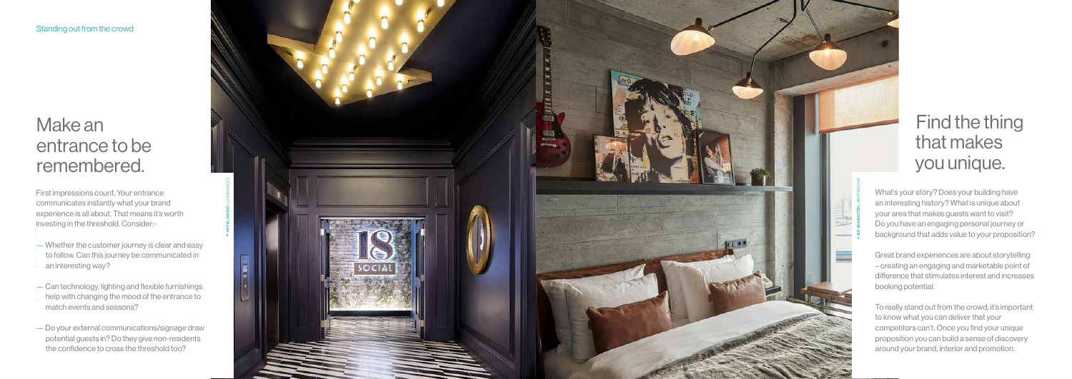Standing out from the crowd

## Make an entrance to be remembered.

First impressions count. Your entrance communicates instantly what your brand experience is all about. That means it's worth investing in the threshold. Consider:-

— Whether the customer journey is clear and easy to follow. Can this journey be communicated in an interesting way?

— Can technology, lighting and flexible furnishings help with changing the mood of the entrance to match events and seasons?

— Do your external communications/signage draw potential guests in? Do they give non-residents the confidence to cross the threshold too?

HOTEL INDIGO, LOS ANGELES

SIR ADAM HOTEL, AMSTERDAM

## Find the thing that makes you unique.

What's your story? Does your building have an interesting history? What is unique about your area that makes guests want to visit? Do you have an engaging personal journey or background that adds value to your proposition?

Great brand experiences are about storytelling – creating an engaging and marketable point of difference that stimulates interest and increases booking potential.

To really stand out from the crowd, it's important to know what you can deliver that your competitors can't. Once you find your unique proposition you can build a sense of discovery around your brand, interior and promotion.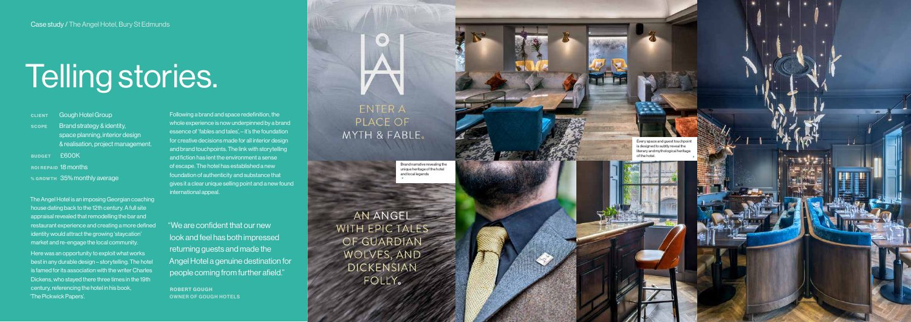Case study / The Angel Hotel, Bury St Edmunds

# Telling stories.

**CLIENT** Gough Hotel Group

**SCOPE** Brand strategy & identity, space planning, interior design & realisation, project management.

**BUDGET** £600K

**ROI REPAID** 18 months

**% GROWTH** 35% monthly average

The Angel Hotel is an imposing Georgian coaching house dating back to the 12th century. A full site appraisal revealed that remodelling the bar and restaurant experience and creating a more defined identity would attract the growing 'staycation' market and re-engage the local community.

Here was an opportunity to exploit what works best in any durable design – storytelling. The hotel is famed for its association with the writer Charles Dickens, who stayed there three times in the 19th century, referencing the hotel in his book, 'The Pickwick Papers'.

Following a brand and space redefinition, the whole experience is now underpinned by a brand essence of 'fables and tales', – it's the foundation for creative decisions made for all interior design and brand touchpoints. The link with storytelling and fiction has lent the environment a sense of escape. The hotel has established a new foundation of authenticity and substance that gives it a clear unique selling point and a new found international appeal.

"We are confident that our new look and feel has both impressed returning guests and made the Angel Hotel a genuine destination for people coming from further afield."

**ROBERT GOUGH**
**OWNER OF GOUGH HOTELS**

ENTER A PLACE OF MYTH & FABLE.

Brand narrative revealing the unique heritage of the hotel and local legends

AN ANGEL WITH EPIC TALES OF GUARDIAN WOLVES, AND DICKENSIAN FOLLY.

Every space and guest touchpoint is designed to subtly reveal the literary and mythological heritage of the hotel.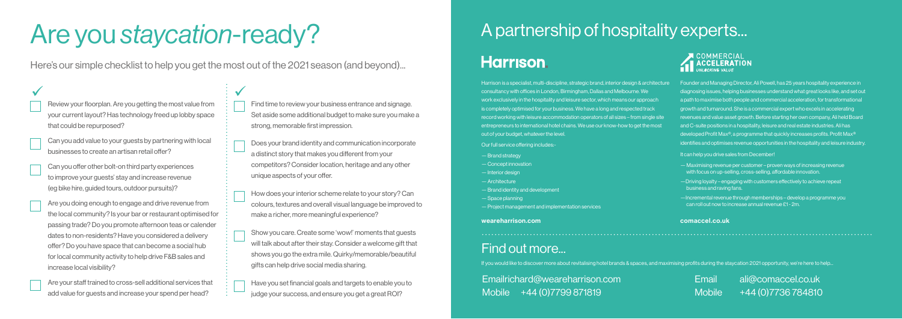# Are you *staycation*-ready?

Here's our simple checklist to help you get the most out of the 2021 season (and beyond)...

- Review your floorplan. Are you getting the most value from your current layout? Has technology freed up lobby space that could be repurposed?
- Can you add value to your guests by partnering with local businesses to create an artisan retail offer?
- Can you offer other bolt-on third party experiences to improve your guests' stay and increase revenue (eg bike hire, guided tours, outdoor pursuits)?
- Are you doing enough to engage and drive revenue from the local community? Is your bar or restaurant optimised for passing trade? Do you promote afternoon teas or calender dates to non-residents? Have you considered a delivery offer? Do you have space that can become a social hub for local community activity to help drive F&B sales and increase local visibility?
- Are your staff trained to cross-sell additional services that add value for guests and increase your spend per head?
- Find time to review your business entrance and signage. Set aside some additional budget to make sure you make a strong, memorable first impression.
- Does your brand identity and communication incorporate a distinct story that makes you different from your competitors? Consider location, heritage and any other unique aspects of your offer.
- How does your interior scheme relate to your story? Can colours, textures and overall visual language be improved to make a richer, more meaningful experience?
- Show you care. Create some 'wow!' moments that guests will talk about after their stay. Consider a welcome gift that shows you go the extra mile. Quirky/memorable/beautiful gifts can help drive social media sharing.
- Have you set financial goals and targets to enable you to judge your success, and ensure you get a great ROI?

## A partnership of hospitality experts...

### Harrison.

Harrison is a specialist, multi-discipline, strategic brand, interior design & architecture consultancy with offices in London, Birmingham, Dallas and Melbourne. We work exclusively in the hospitality and leisure sector, which means our approach is completely optimised for your business. We have a long and respected track record working with leisure accommodation operators of all sizes – from single site entrepreneurs to international hotel chains. We use our know-how to get the most out of your budget, whatever the level.

Our full service offering includes:-

- Brand strategy
- Concept innovation
- Interior design
- Architecture
- Brand identity and development
- Space planning
- Project management and implementation services

**weareharrison.com**

### Commercial Acceleration – Unlocking Value

Founder and Managing Director, Ali Powell, has 25 years hospitality experience in diagnosing issues, helping businesses understand what great looks like, and set out a path to maximise both people and commercial acceleration, for transformational growth and turnaround. She is a commercial expert who excels in accelerating revenues and value asset growth. Before starting her own company, Ali held Board and C-suite positions in a hospitality, leisure and real estate industries. Ali has developed Profit Max®, a programme that quickly increases profits. Profit Max® identifies and optimises revenue opportunities in the hospitality and leisure industry.

It can help you drive sales from December!

- Maximising revenue per customer – proven ways of increasing revenue with focus on up-selling, cross-selling, affordable innovation.
- Driving loyalty – engaging with customers effectively to achieve repeat business and raving fans.
- Incremental revenue through memberships – develop a programme you can roll out now to increase annual revenue £1 - 2m.

**comaccel.co.uk**

## Find out more...

If you would like to discover more about revitalising hotel brands & spaces, and maximising profits during the staycation 2021 opportunity, we're here to help...

Email richard@weareharrison.com
Mobile +44 (0)7799 871819

Email ali@comaccel.co.uk
Mobile +44 (0)7736 784810